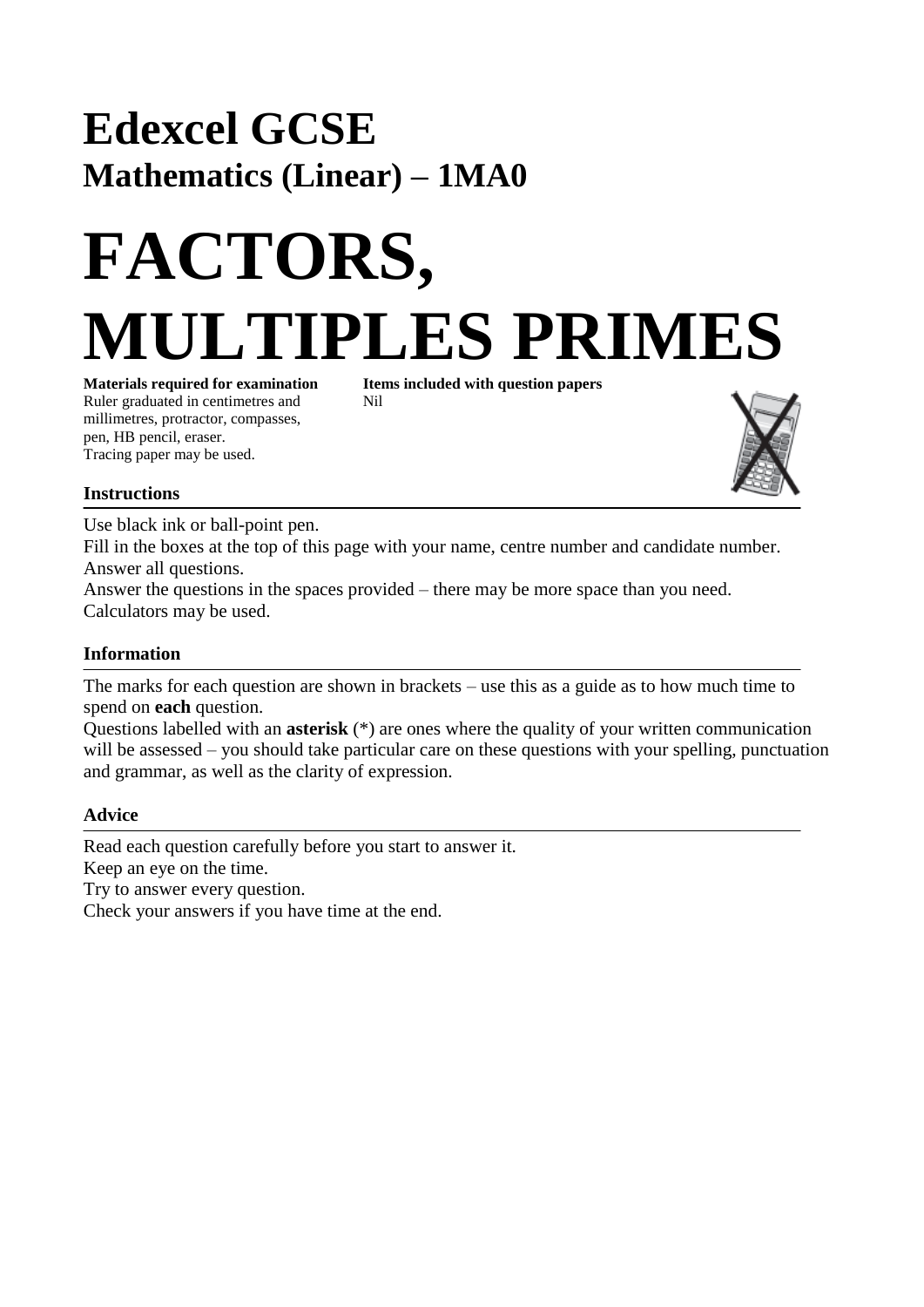# Edexcel GCSE

## Mathematics (Linear) – 1MA0

# FACTORS, MULTIPLES PRIMES

**Materials required for examination**
Ruler graduated in centimetres and millimetres, protractor, compasses, pen, HB pencil, eraser.
Tracing paper may be used.

**Items included with question papers**
Nil

### Instructions

Use black ink or ball-point pen.
Fill in the boxes at the top of this page with your name, centre number and candidate number.
Answer all questions.
Answer the questions in the spaces provided – there may be more space than you need.
Calculators may be used.

### Information

The marks for each question are shown in brackets – use this as a guide as to how much time to spend on **each** question.
Questions labelled with an **asterisk** (*) are ones where the quality of your written communication will be assessed – you should take particular care on these questions with your spelling, punctuation and grammar, as well as the clarity of expression.

### Advice

Read each question carefully before you start to answer it.
Keep an eye on the time.
Try to answer every question.
Check your answers if you have time at the end.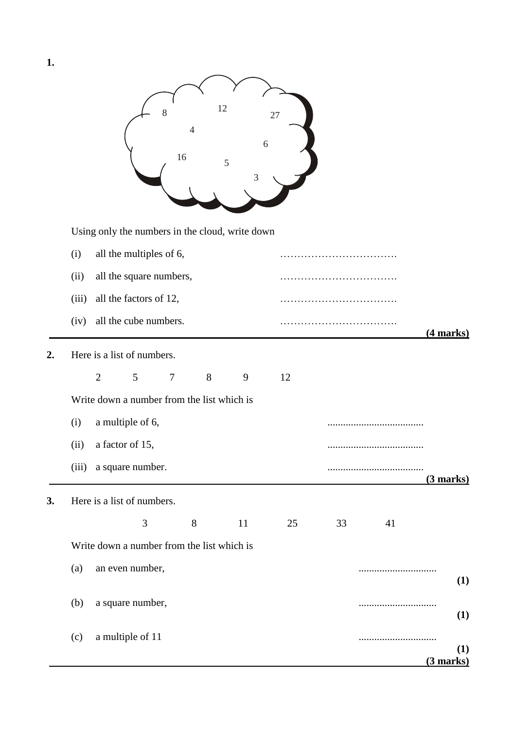**1.**

8 12 27 4 6 16 5 3

Using only the numbers in the cloud, write down

(i) all the multiples of 6, …………………………….

(ii) all the square numbers, …………………………….

(iii) all the factors of 12, …………………………….

(iv) all the cube numbers. …………………………….

**(4 marks)**

---

**2.** Here is a list of numbers.

2 5 7 8 9 12

Write down a number from the list which is

(i) a multiple of 6, .....................................

(ii) a factor of 15, .....................................

(iii) a square number. .....................................

**(3 marks)**

---

**3.** Here is a list of numbers.

3 8 11 25 33 41

Write down a number from the list which is

(a) an even number, ..............................

**(1)**

(b) a square number, ..............................

**(1)**

(c) a multiple of 11 ..............................

**(1)**

**(3 marks)**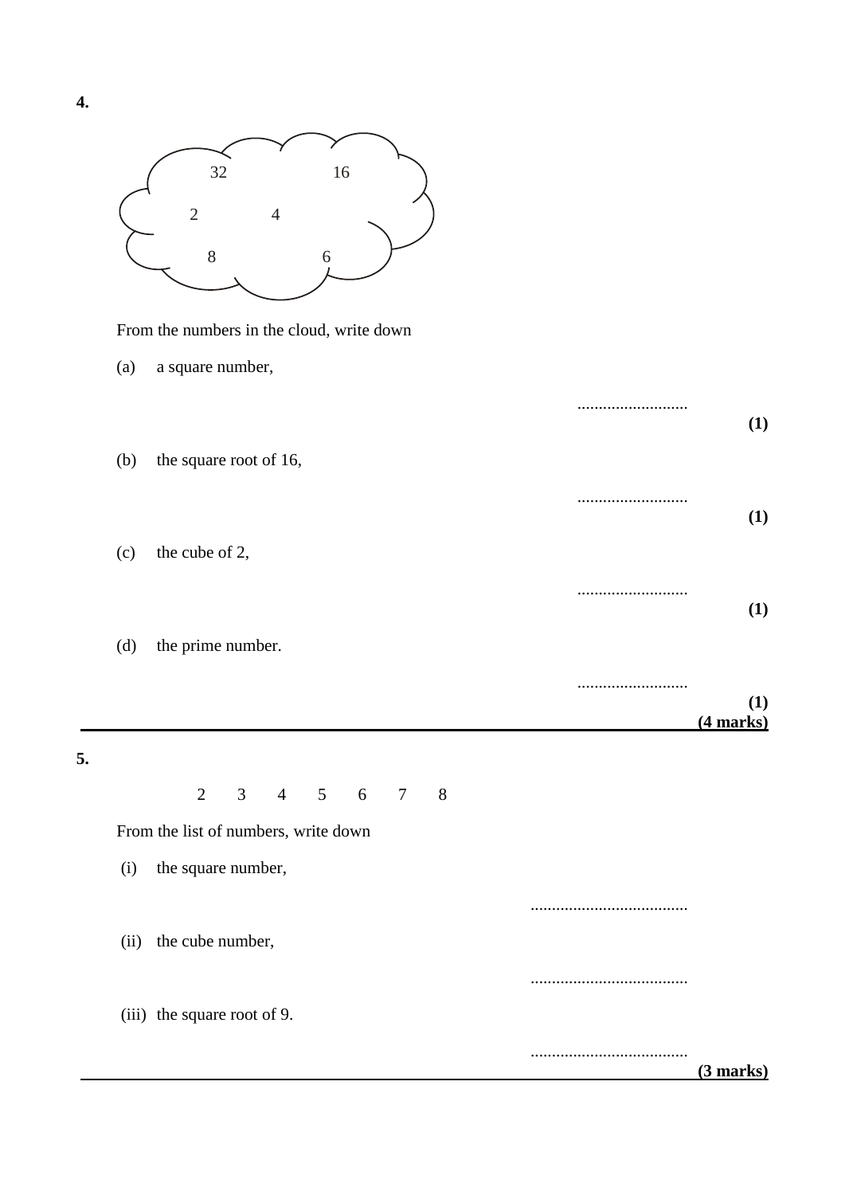**4.**

32 16

2 4

8 6

From the numbers in the cloud, write down

(a) a square number,

..........................

**(1)**

(b) the square root of 16,

..........................

**(1)**

(c) the cube of 2,

..........................

**(1)**

(d) the prime number.

..........................

**(1)**

**(4 marks)**

---

**5.**

2 3 4 5 6 7 8

From the list of numbers, write down

(i) the square number,

.....................................

(ii) the cube number,

.....................................

(iii) the square root of 9.

.....................................

**(3 marks)**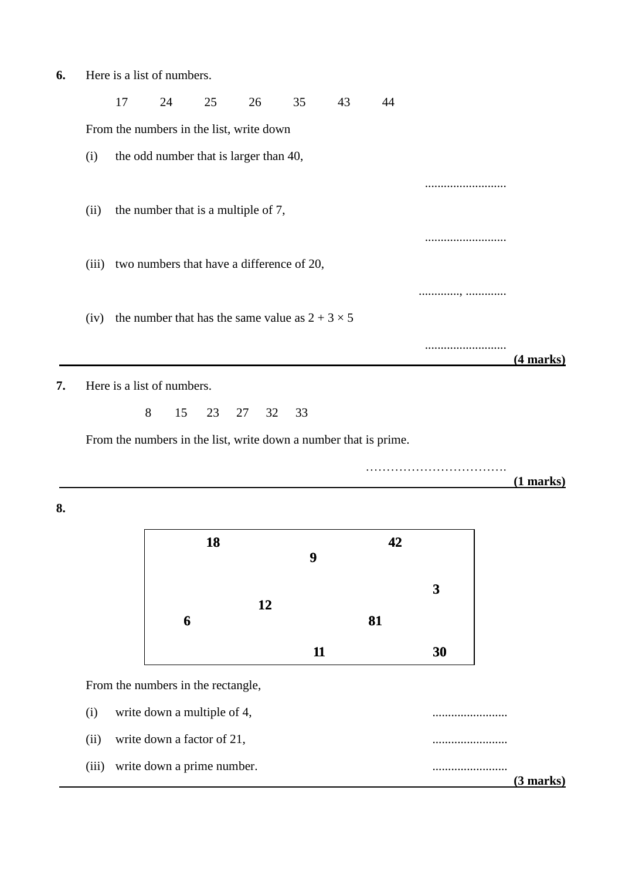**6.** Here is a list of numbers.

17 &nbsp;&nbsp;&nbsp; 24 &nbsp;&nbsp;&nbsp; 25 &nbsp;&nbsp;&nbsp; 26 &nbsp;&nbsp;&nbsp; 35 &nbsp;&nbsp;&nbsp; 43 &nbsp;&nbsp;&nbsp; 44

From the numbers in the list, write down

(i) the odd number that is larger than 40,

..........................

(ii) the number that is a multiple of 7,

..........................

(iii) two numbers that have a difference of 20,

............., .............

(iv) the number that has the same value as $2 + 3 \times 5$

..........................

**(4 marks)**

---

**7.** Here is a list of numbers.

8 &nbsp;&nbsp; 15 &nbsp;&nbsp; 23 &nbsp;&nbsp; 27 &nbsp;&nbsp; 32 &nbsp;&nbsp; 33

From the numbers in the list, write down a number that is prime.

……………………………

**(1 marks)**

---

**8.**

| | | | | |
|---|---|---|---|---|
| **18** | | **9** | **42** | |
| | **12** | | | **3** |
| **6** | | | **81** | |
| | | **11** | | **30** |

From the numbers in the rectangle,

(i) write down a multiple of 4, ........................

(ii) write down a factor of 21, ........................

(iii) write down a prime number. ........................

**(3 marks)**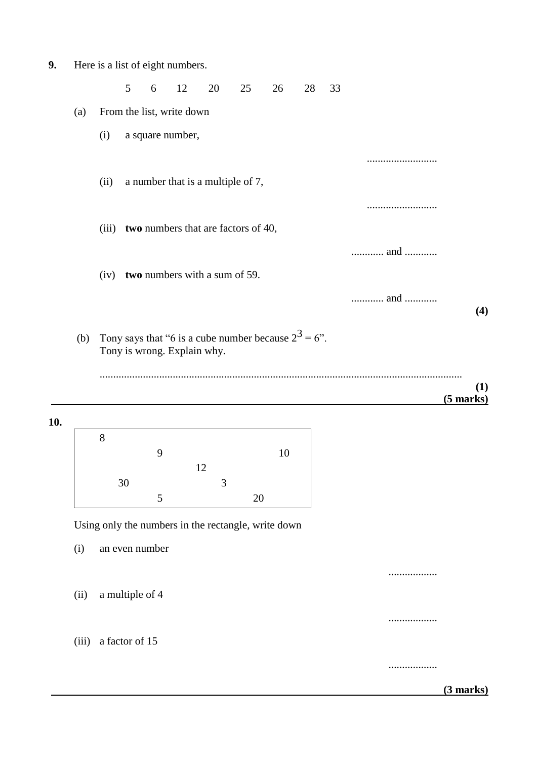**9.** Here is a list of eight numbers.

5 6 12 20 25 26 28 33

(a) From the list, write down

(i) a square number,

..........................

(ii) a number that is a multiple of 7,

..........................

(iii) **two** numbers that are factors of 40,

............ and ............

(iv) **two** numbers with a sum of 59.

............ and ............

**(4)**

(b) Tony says that "6 is a cube number because $2^3 = 6$".
Tony is wrong. Explain why.

....................................................................................................................................

**(1)**
**(5 marks)**

---

**10.**

| |
|---|
| 8 9 10 12 30 3 5 20 |

Using only the numbers in the rectangle, write down

(i) an even number

..................

(ii) a multiple of 4

..................

(iii) a factor of 15

..................

**(3 marks)**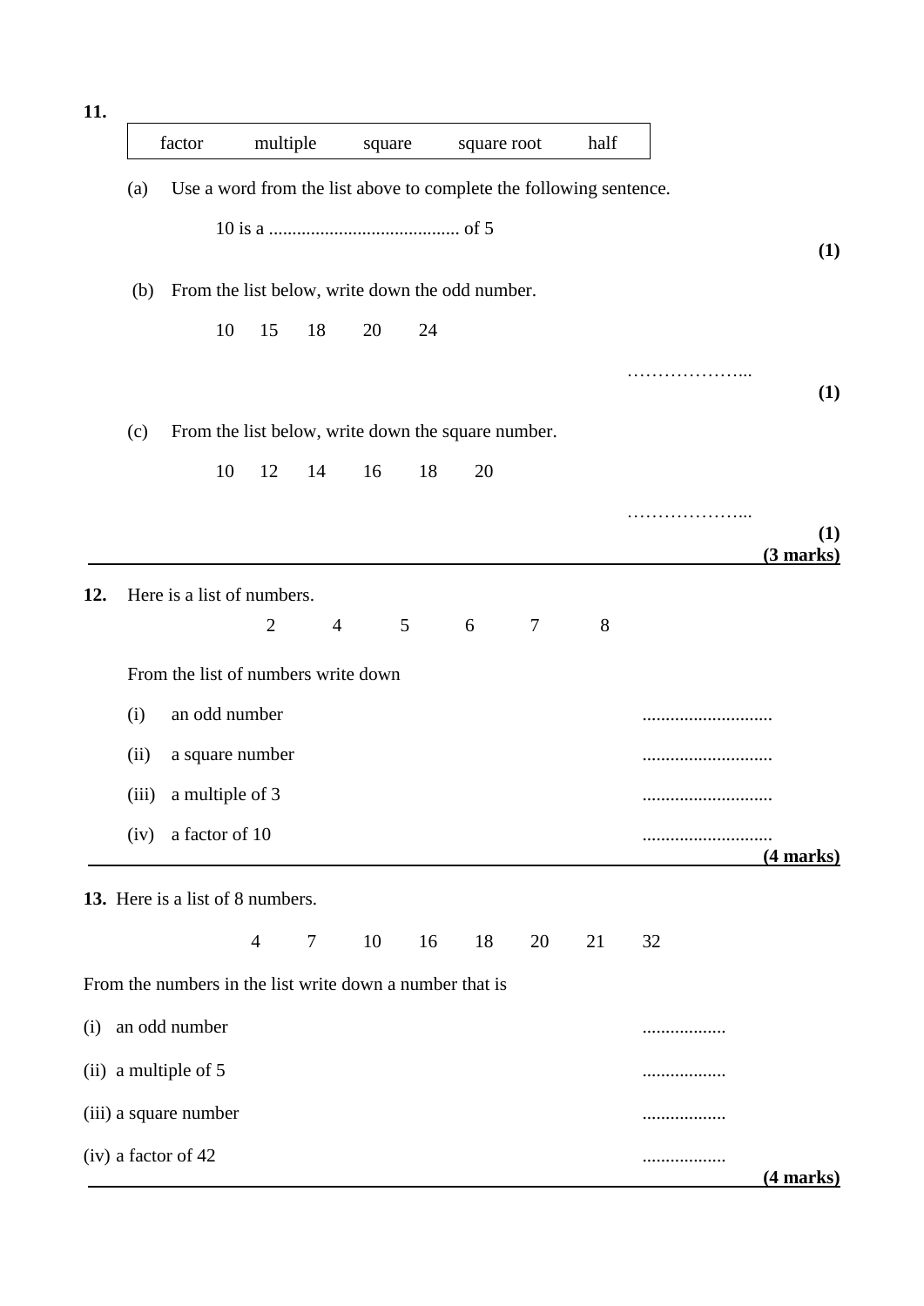**11.**

| factor | multiple | square | square root | half |
|---|---|---|---|---|

(a) Use a word from the list above to complete the following sentence.

10 is a ......................................... of 5

**(1)**

(b) From the list below, write down the odd number.

10 15 18 20 24

………………...

**(1)**

(c) From the list below, write down the square number.

10 12 14 16 18 20

………………...

**(1)**

**(3 marks)**

---

**12.** Here is a list of numbers.

2 4 5 6 7 8

From the list of numbers write down

(i) an odd number ............................

(ii) a square number ............................

(iii) a multiple of 3 ............................

(iv) a factor of 10 ............................

**(4 marks)**

---

**13.** Here is a list of 8 numbers.

4 7 10 16 18 20 21 32

From the numbers in the list write down a number that is

(i) an odd number ..................

(ii) a multiple of 5 ..................

(iii) a square number ..................

(iv) a factor of 42 ..................

**(4 marks)**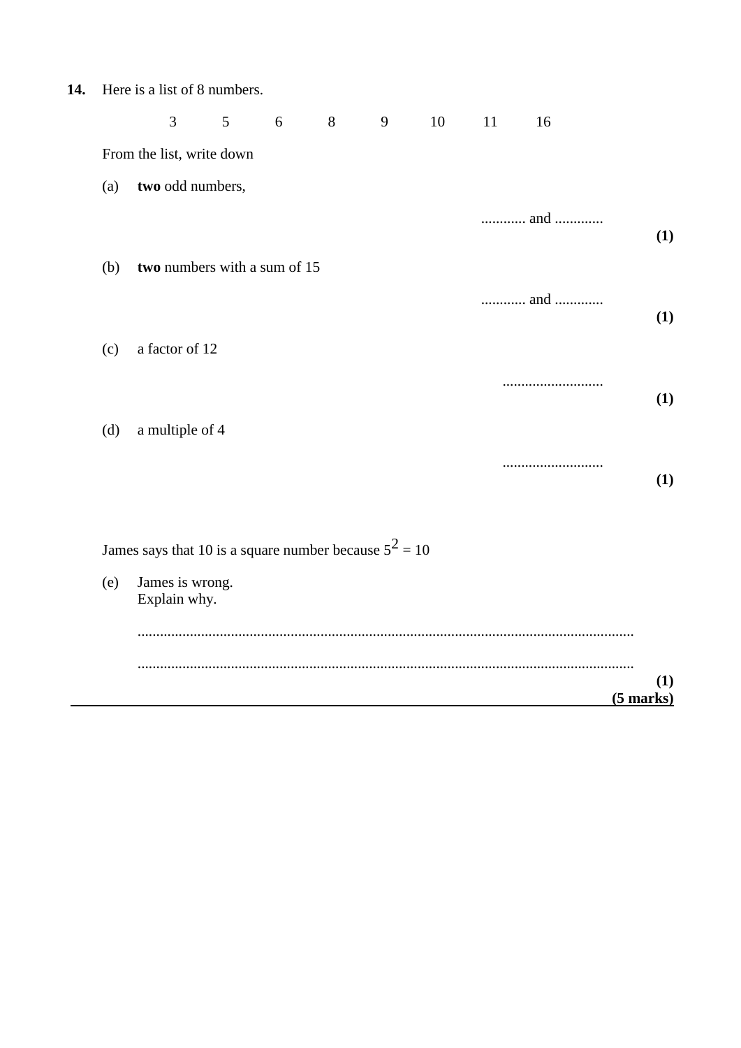**14.** Here is a list of 8 numbers.

3 5 6 8 9 10 11 16

From the list, write down

(a) **two** odd numbers,

............ and .............

**(1)**

(b) **two** numbers with a sum of 15

............ and .............

**(1)**

(c) a factor of 12

...........................

**(1)**

(d) a multiple of 4

...........................

**(1)**

James says that 10 is a square number because $5^2 = 10$

(e) James is wrong.
Explain why.

....................................................................................................................................

....................................................................................................................................

**(1)**

**(5 marks)**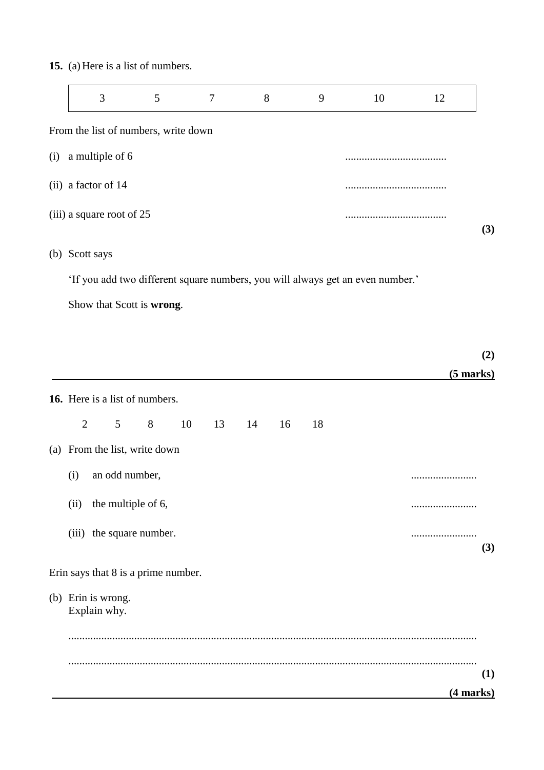**15.** (a) Here is a list of numbers.

| | | | | | | |
|---|---|---|---|---|---|---|
| 3 | 5 | 7 | 8 | 9 | 10 | 12 |

From the list of numbers, write down

(i) a multiple of 6 .....................................

(ii) a factor of 14 .....................................

(iii) a square root of 25 .....................................

**(3)**

(b) Scott says

'If you add two different square numbers, you will always get an even number.'

Show that Scott is **wrong**.

**(2)**

**(5 marks)**

---

**16.** Here is a list of numbers.

2 5 8 10 13 14 16 18

(a) From the list, write down

(i) an odd number, ........................

(ii) the multiple of 6, ........................

(iii) the square number. ........................

**(3)**

Erin says that 8 is a prime number.

(b) Erin is wrong.
Explain why.

.......................................................................................................................................

.......................................................................................................................................

**(1)**

**(4 marks)**